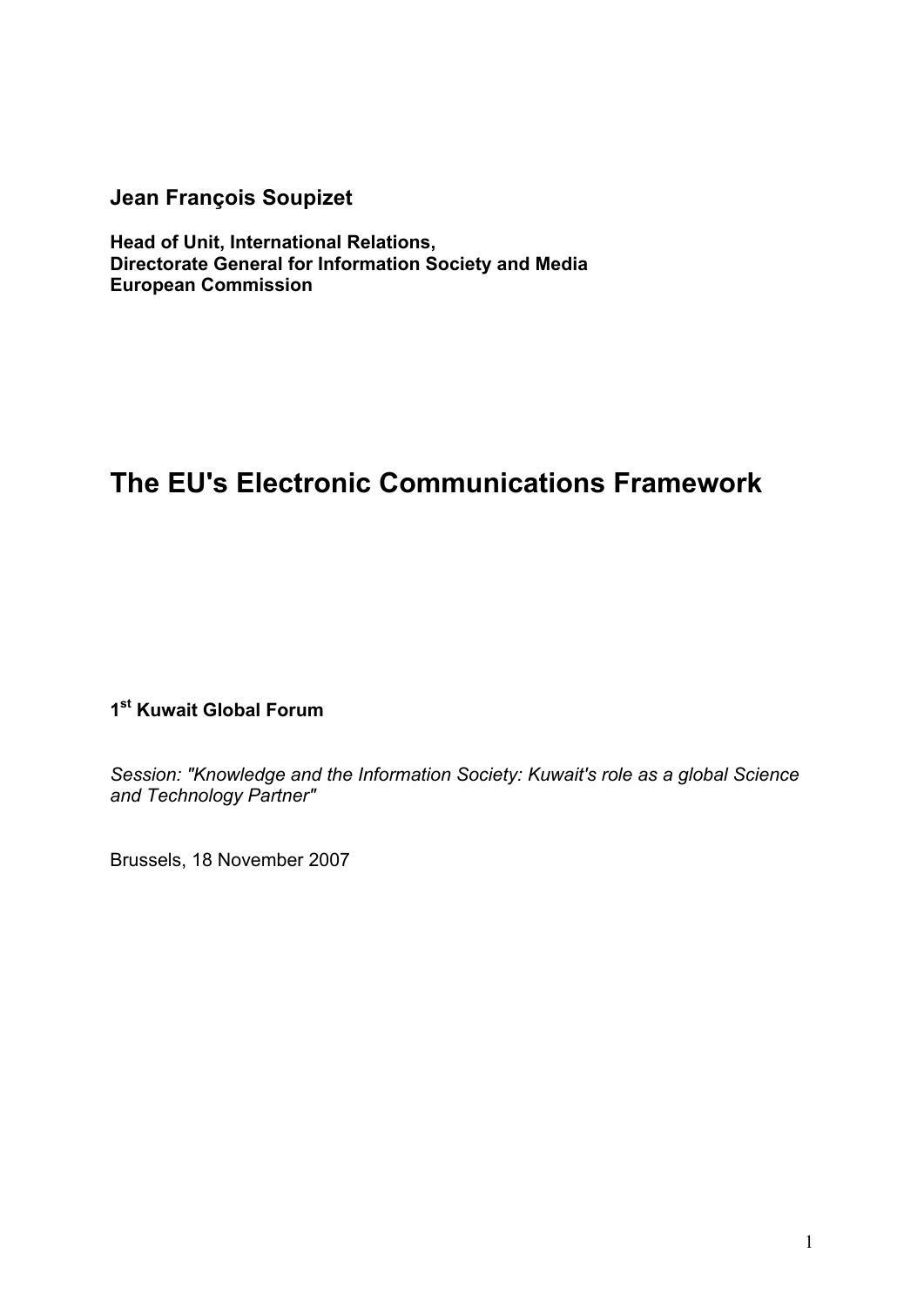**Jean François Soupizet**

**Head of Unit, International Relations,**
**Directorate General for Information Society and Media**
**European Commission**

# The EU's Electronic Communications Framework

**1st Kuwait Global Forum**

*Session: "Knowledge and the Information Society: Kuwait's role as a global Science and Technology Partner"*

Brussels, 18 November 2007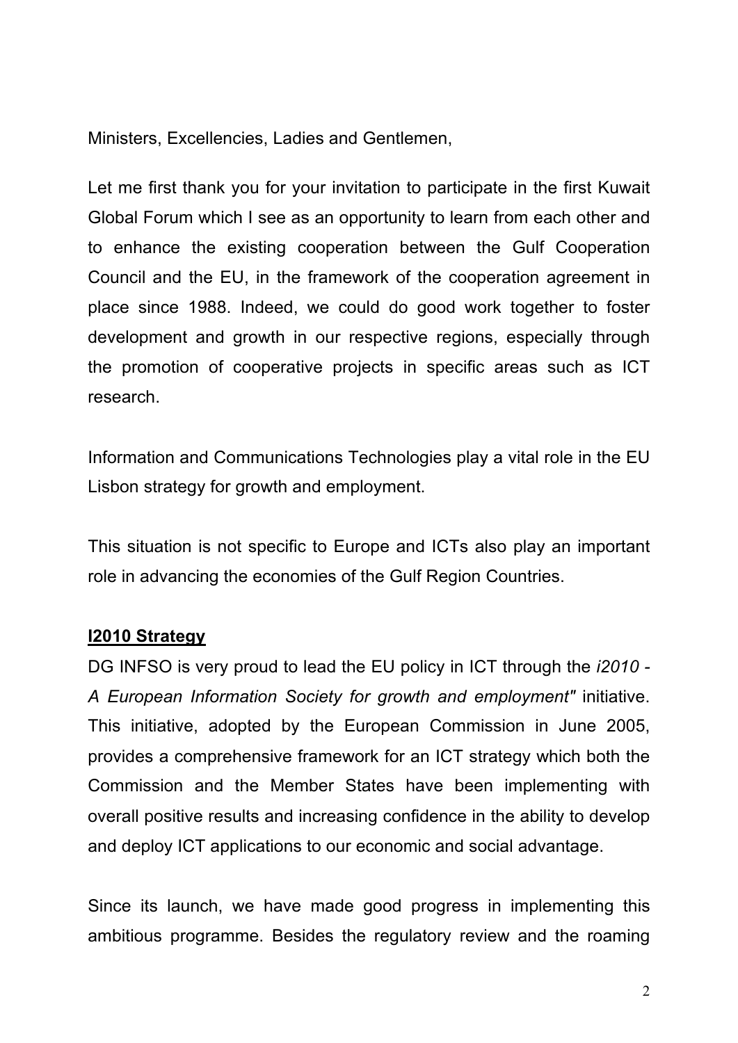Ministers, Excellencies, Ladies and Gentlemen,

Let me first thank you for your invitation to participate in the first Kuwait Global Forum which I see as an opportunity to learn from each other and to enhance the existing cooperation between the Gulf Cooperation Council and the EU, in the framework of the cooperation agreement in place since 1988. Indeed, we could do good work together to foster development and growth in our respective regions, especially through the promotion of cooperative projects in specific areas such as ICT research.

Information and Communications Technologies play a vital role in the EU Lisbon strategy for growth and employment.

This situation is not specific to Europe and ICTs also play an important role in advancing the economies of the Gulf Region Countries.

## **I2010 Strategy**

DG INFSO is very proud to lead the EU policy in ICT through the *i2010 - A European Information Society for growth and employment"* initiative. This initiative, adopted by the European Commission in June 2005, provides a comprehensive framework for an ICT strategy which both the Commission and the Member States have been implementing with overall positive results and increasing confidence in the ability to develop and deploy ICT applications to our economic and social advantage.

Since its launch, we have made good progress in implementing this ambitious programme. Besides the regulatory review and the roaming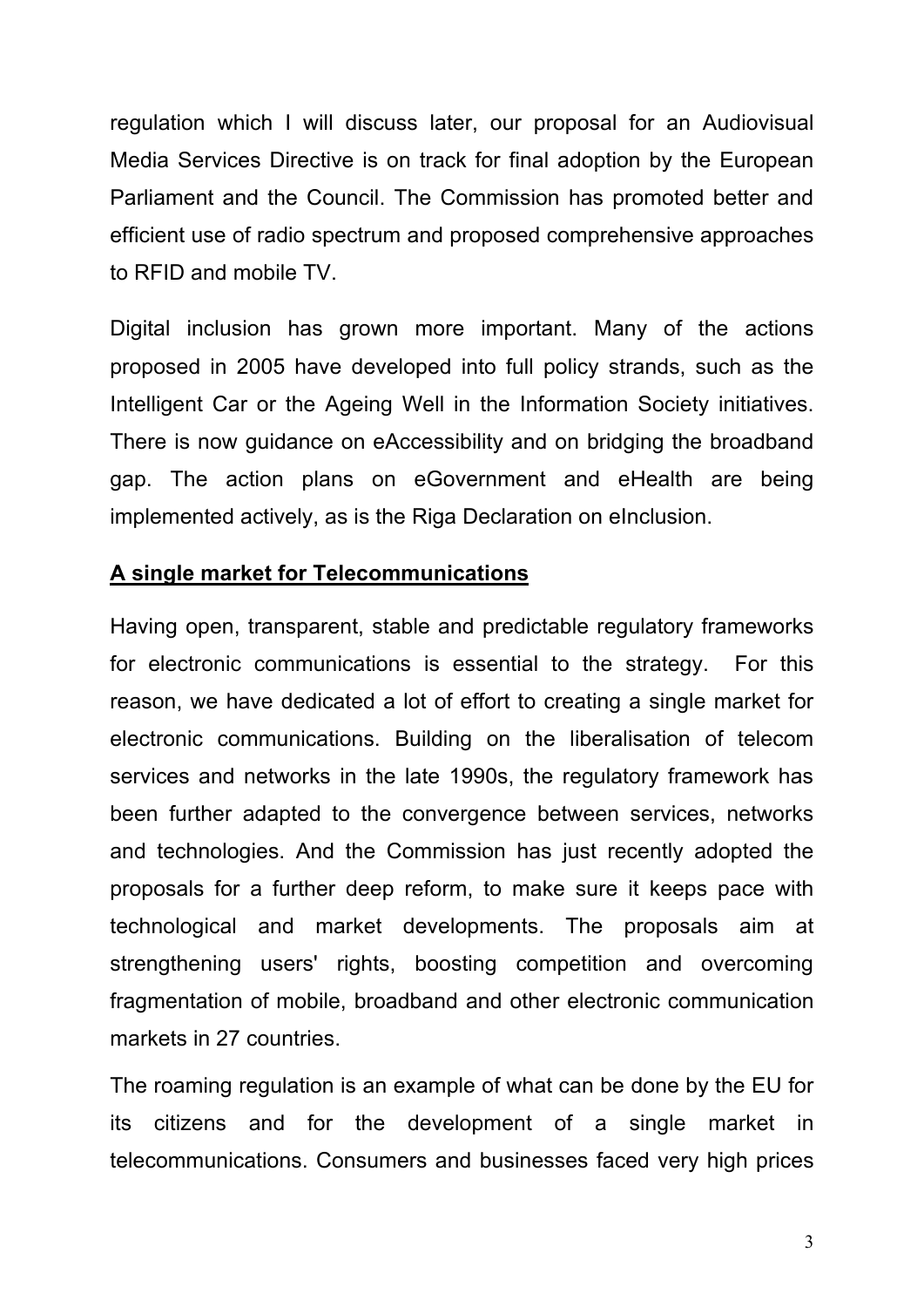regulation which I will discuss later, our proposal for an Audiovisual Media Services Directive is on track for final adoption by the European Parliament and the Council. The Commission has promoted better and efficient use of radio spectrum and proposed comprehensive approaches to RFID and mobile TV.

Digital inclusion has grown more important. Many of the actions proposed in 2005 have developed into full policy strands, such as the Intelligent Car or the Ageing Well in the Information Society initiatives. There is now guidance on eAccessibility and on bridging the broadband gap. The action plans on eGovernment and eHealth are being implemented actively, as is the Riga Declaration on eInclusion.

**A single market for Telecommunications**

Having open, transparent, stable and predictable regulatory frameworks for electronic communications is essential to the strategy. For this reason, we have dedicated a lot of effort to creating a single market for electronic communications. Building on the liberalisation of telecom services and networks in the late 1990s, the regulatory framework has been further adapted to the convergence between services, networks and technologies. And the Commission has just recently adopted the proposals for a further deep reform, to make sure it keeps pace with technological and market developments. The proposals aim at strengthening users' rights, boosting competition and overcoming fragmentation of mobile, broadband and other electronic communication markets in 27 countries.

The roaming regulation is an example of what can be done by the EU for its citizens and for the development of a single market in telecommunications. Consumers and businesses faced very high prices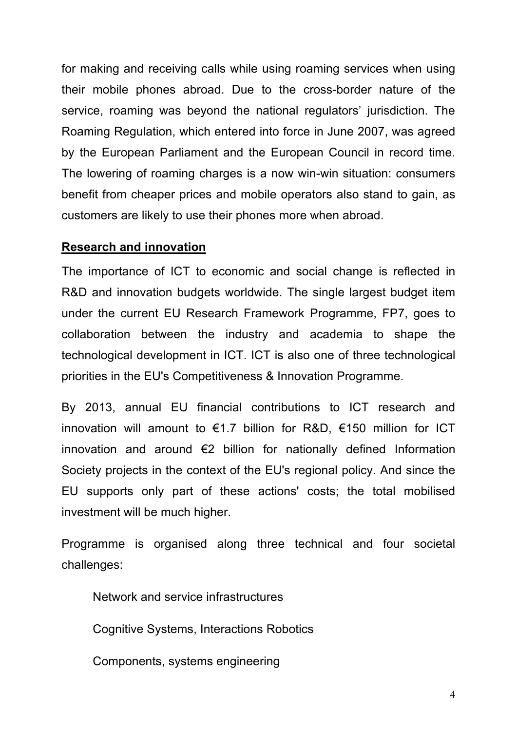for making and receiving calls while using roaming services when using their mobile phones abroad. Due to the cross-border nature of the service, roaming was beyond the national regulators' jurisdiction. The Roaming Regulation, which entered into force in June 2007, was agreed by the European Parliament and the European Council in record time. The lowering of roaming charges is a now win-win situation: consumers benefit from cheaper prices and mobile operators also stand to gain, as customers are likely to use their phones more when abroad.

## Research and innovation

The importance of ICT to economic and social change is reflected in R&D and innovation budgets worldwide. The single largest budget item under the current EU Research Framework Programme, FP7, goes to collaboration between the industry and academia to shape the technological development in ICT. ICT is also one of three technological priorities in the EU's Competitiveness & Innovation Programme.

By 2013, annual EU financial contributions to ICT research and innovation will amount to €1.7 billion for R&D, €150 million for ICT innovation and around €2 billion for nationally defined Information Society projects in the context of the EU's regional policy. And since the EU supports only part of these actions' costs; the total mobilised investment will be much higher.

Programme is organised along three technical and four societal challenges:

Network and service infrastructures

Cognitive Systems, Interactions Robotics

Components, systems engineering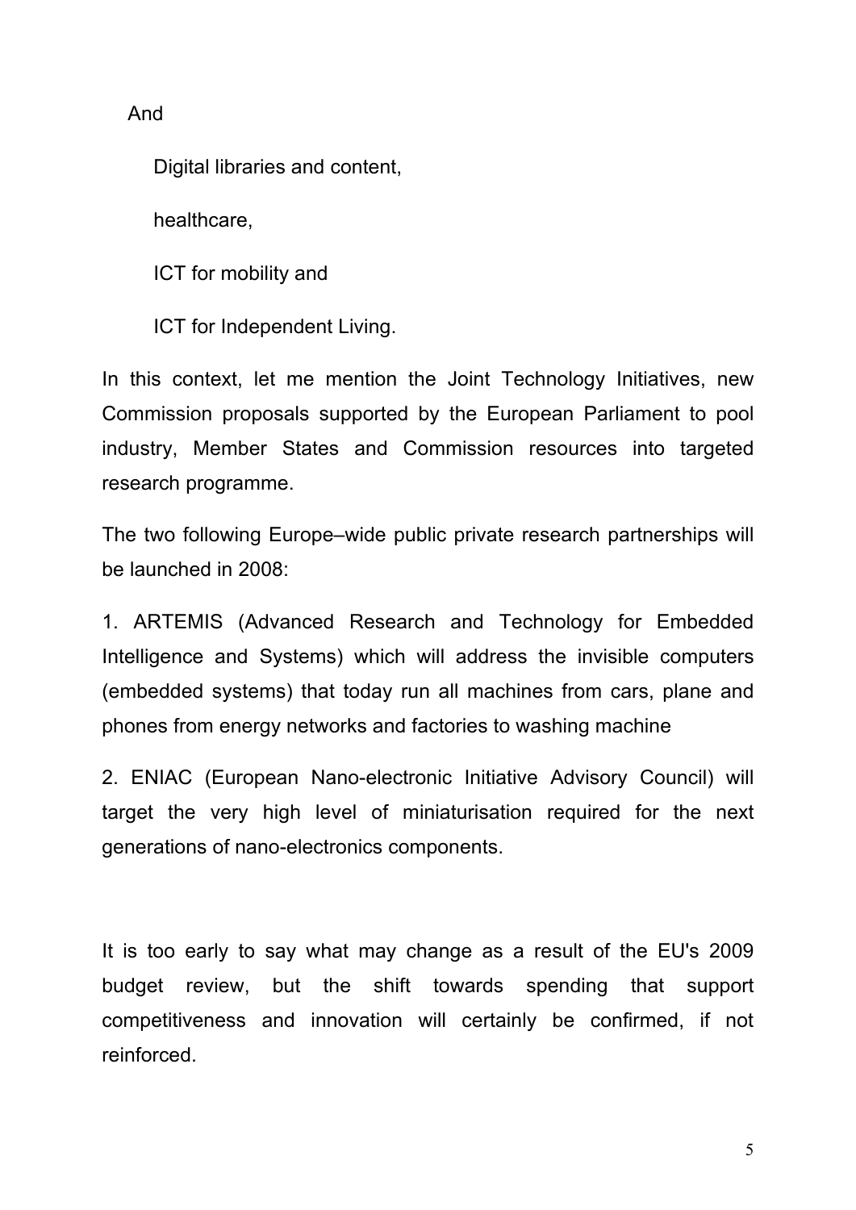And

Digital libraries and content,

healthcare,

ICT for mobility and

ICT for Independent Living.

In this context, let me mention the Joint Technology Initiatives, new Commission proposals supported by the European Parliament to pool industry, Member States and Commission resources into targeted research programme.

The two following Europe–wide public private research partnerships will be launched in 2008:

1. ARTEMIS (Advanced Research and Technology for Embedded Intelligence and Systems) which will address the invisible computers (embedded systems) that today run all machines from cars, plane and phones from energy networks and factories to washing machine

2. ENIAC (European Nano-electronic Initiative Advisory Council) will target the very high level of miniaturisation required for the next generations of nano-electronics components.

It is too early to say what may change as a result of the EU's 2009 budget review, but the shift towards spending that support competitiveness and innovation will certainly be confirmed, if not reinforced.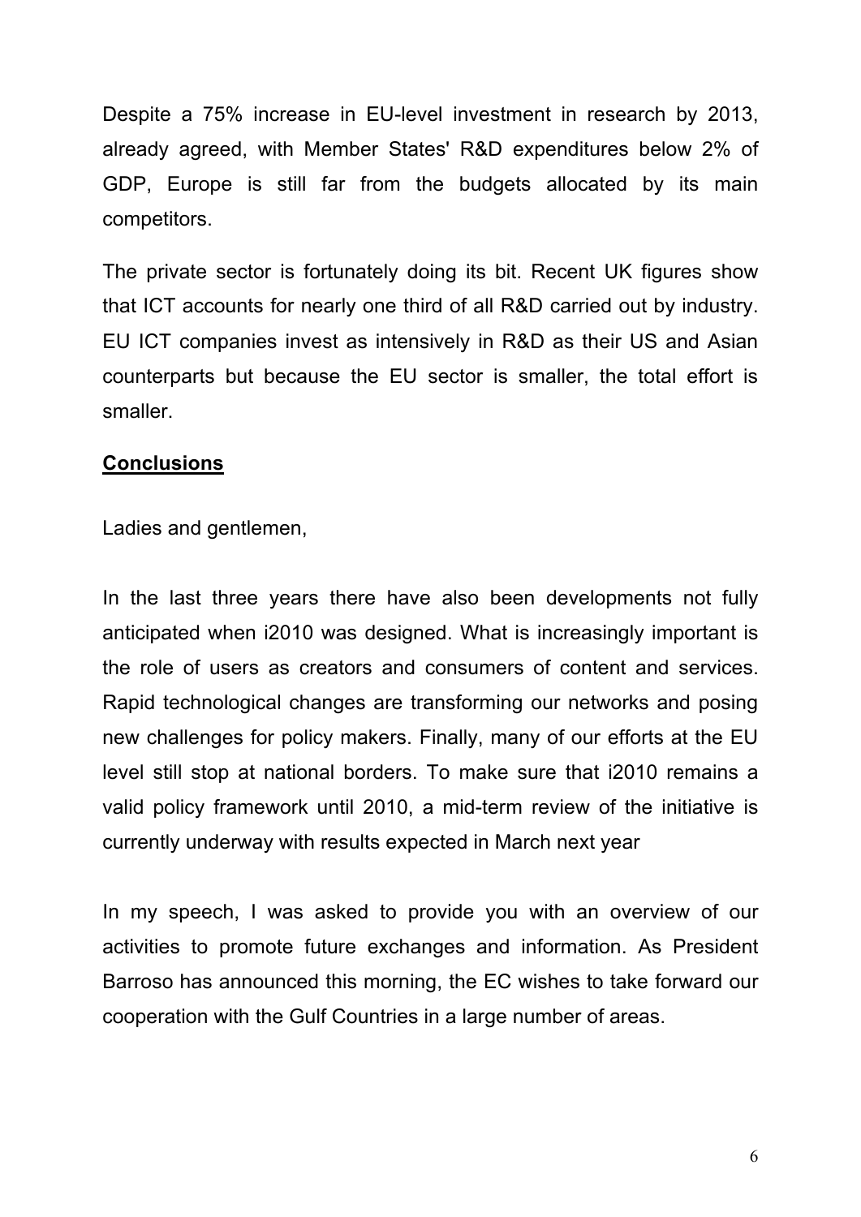Despite a 75% increase in EU-level investment in research by 2013, already agreed, with Member States' R&D expenditures below 2% of GDP, Europe is still far from the budgets allocated by its main competitors.

The private sector is fortunately doing its bit. Recent UK figures show that ICT accounts for nearly one third of all R&D carried out by industry. EU ICT companies invest as intensively in R&D as their US and Asian counterparts but because the EU sector is smaller, the total effort is smaller.

## Conclusions

Ladies and gentlemen,

In the last three years there have also been developments not fully anticipated when i2010 was designed. What is increasingly important is the role of users as creators and consumers of content and services. Rapid technological changes are transforming our networks and posing new challenges for policy makers. Finally, many of our efforts at the EU level still stop at national borders. To make sure that i2010 remains a valid policy framework until 2010, a mid-term review of the initiative is currently underway with results expected in March next year

In my speech, I was asked to provide you with an overview of our activities to promote future exchanges and information. As President Barroso has announced this morning, the EC wishes to take forward our cooperation with the Gulf Countries in a large number of areas.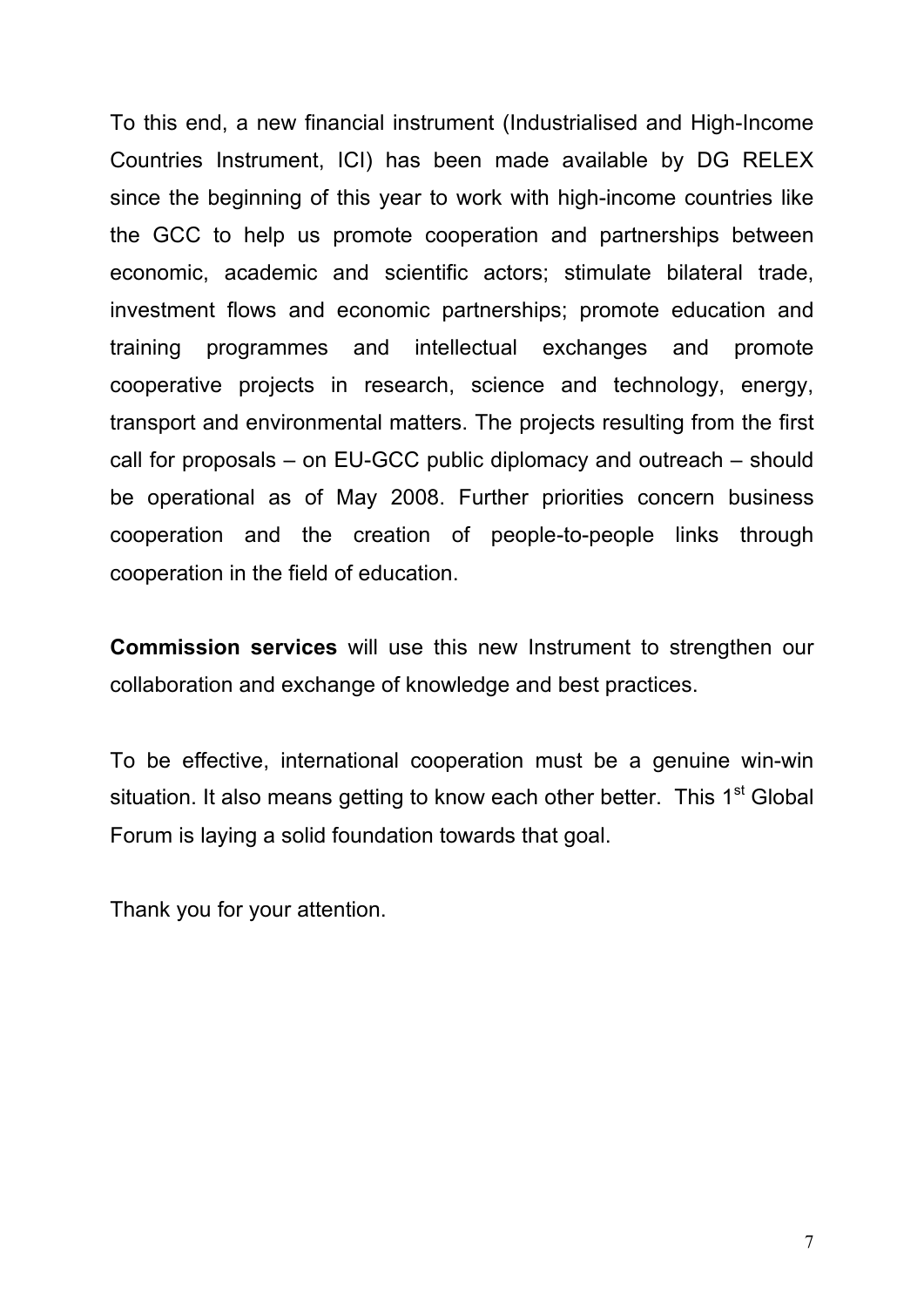To this end, a new financial instrument (Industrialised and High-Income Countries Instrument, ICI) has been made available by DG RELEX since the beginning of this year to work with high-income countries like the GCC to help us promote cooperation and partnerships between economic, academic and scientific actors; stimulate bilateral trade, investment flows and economic partnerships; promote education and training programmes and intellectual exchanges and promote cooperative projects in research, science and technology, energy, transport and environmental matters. The projects resulting from the first call for proposals – on EU-GCC public diplomacy and outreach – should be operational as of May 2008. Further priorities concern business cooperation and the creation of people-to-people links through cooperation in the field of education.

**Commission services** will use this new Instrument to strengthen our collaboration and exchange of knowledge and best practices.

To be effective, international cooperation must be a genuine win-win situation. It also means getting to know each other better. This 1st Global Forum is laying a solid foundation towards that goal.

Thank you for your attention.